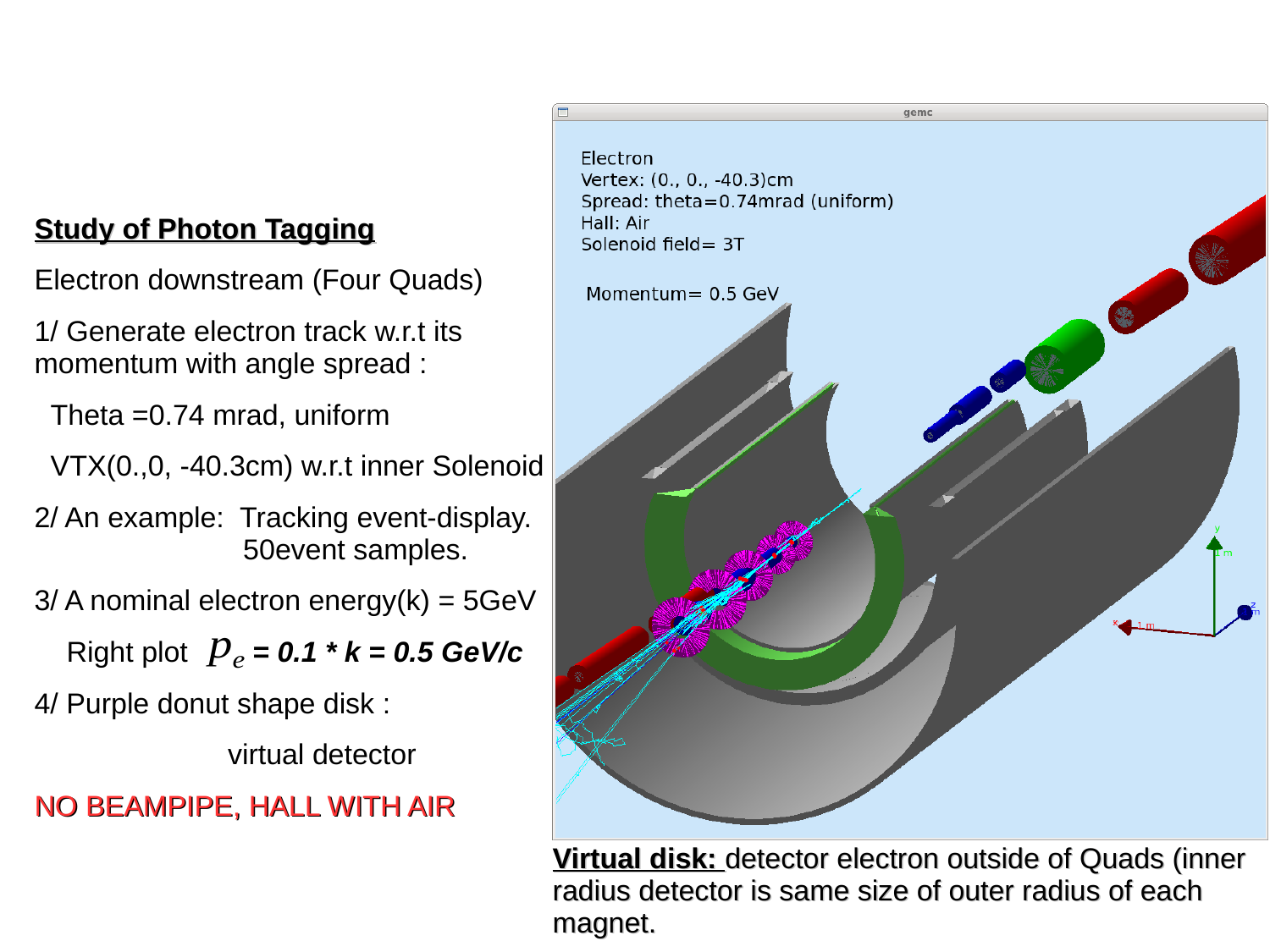## Study of Photon Tagging

Electron downstream (Four Quads)

1/ Generate electron track w.r.t its momentum with angle spread :

Theta =0.74 mrad, uniform

VTX(0.,0, -40.3cm) w.r.t inner Solenoid

2/ An example: Tracking event-display. 50event samples.

3/ A nominal electron energy(k) = 5GeV

Right plot $p_e$ ***= 0.1 * k = 0.5 GeV/c***

4/ Purple donut shape disk :

virtual detector

NO BEAMPIPE, HALL WITH AIR

**Virtual disk:** detector electron outside of Quads (inner radius detector is same size of outer radius of each magnet.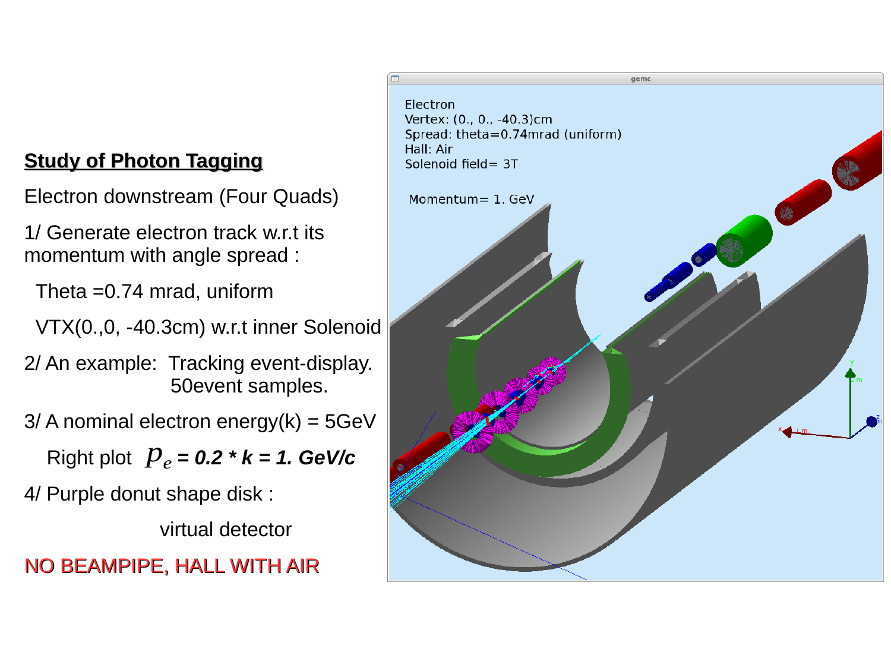## Study of Photon Tagging

Electron downstream (Four Quads)

1/ Generate electron track w.r.t its momentum with angle spread :

Theta =0.74 mrad, uniform

VTX(0.,0, -40.3cm) w.r.t inner Solenoid

2/ An example: Tracking event-display. 50event samples.

3/ A nominal electron energy(k) = 5GeV

Right plot $p_e$ ***= 0.2 * k = 1. GeV/c***

4/ Purple donut shape disk :

virtual detector

NO BEAMPIPE, HALL WITH AIR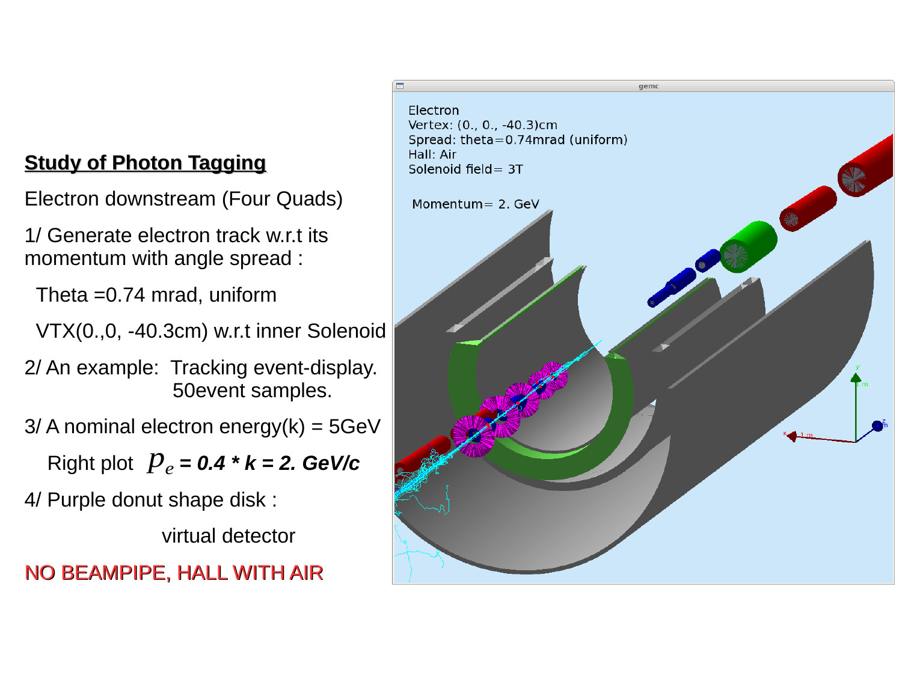## Study of Photon Tagging

Electron downstream (Four Quads)

1/ Generate electron track w.r.t its momentum with angle spread :

Theta =0.74 mrad, uniform

VTX(0.,0, -40.3cm) w.r.t inner Solenoid

2/ An example: Tracking event-display. 50event samples.

3/ A nominal electron energy(k) = 5GeV

Right plot $p_e$ ***= 0.4 * k = 2. GeV/c***

4/ Purple donut shape disk :

virtual detector

NO BEAMPIPE, HALL WITH AIR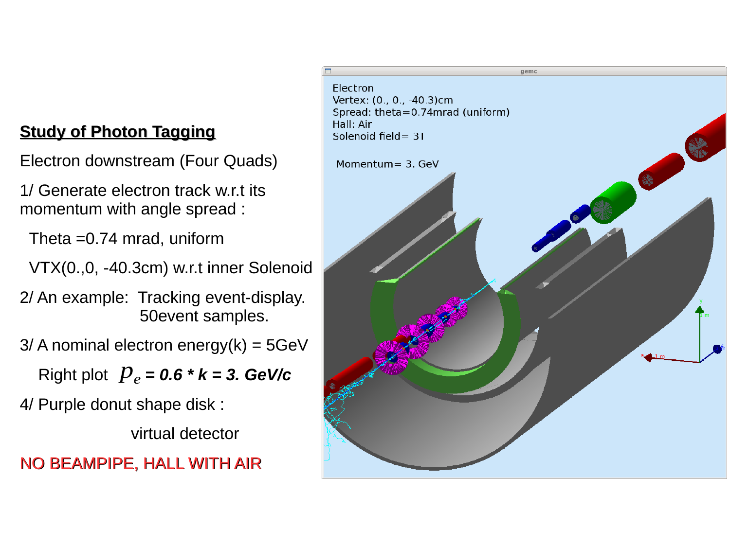## Study of Photon Tagging

Electron downstream (Four Quads)

1/ Generate electron track w.r.t its momentum with angle spread :

Theta =0.74 mrad, uniform

VTX(0.,0, -40.3cm) w.r.t inner Solenoid

2/ An example: Tracking event-display. 50event samples.

3/ A nominal electron energy(k) = 5GeV

Right plot $p_e$ ***= 0.6 * k = 3. GeV/c***

4/ Purple donut shape disk :

virtual detector

NO BEAMPIPE, HALL WITH AIR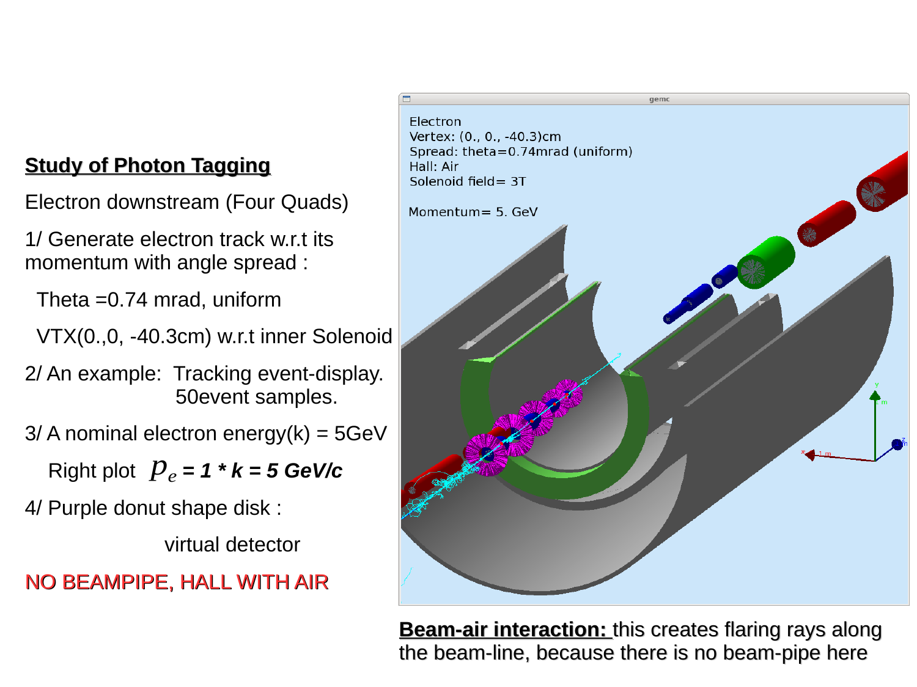## Study of Photon Tagging

Electron downstream (Four Quads)

1/ Generate electron track w.r.t its momentum with angle spread :

Theta =0.74 mrad, uniform

VTX(0.,0, -40.3cm) w.r.t inner Solenoid

2/ An example: Tracking event-display. 50event samples.

3/ A nominal electron energy(k) = 5GeV

Right plot $p_e$ ***= 1 * k = 5 GeV/c***

4/ Purple donut shape disk :

virtual detector

NO BEAMPIPE, HALL WITH AIR

**Beam-air interaction:** this creates flaring rays along the beam-line, because there is no beam-pipe here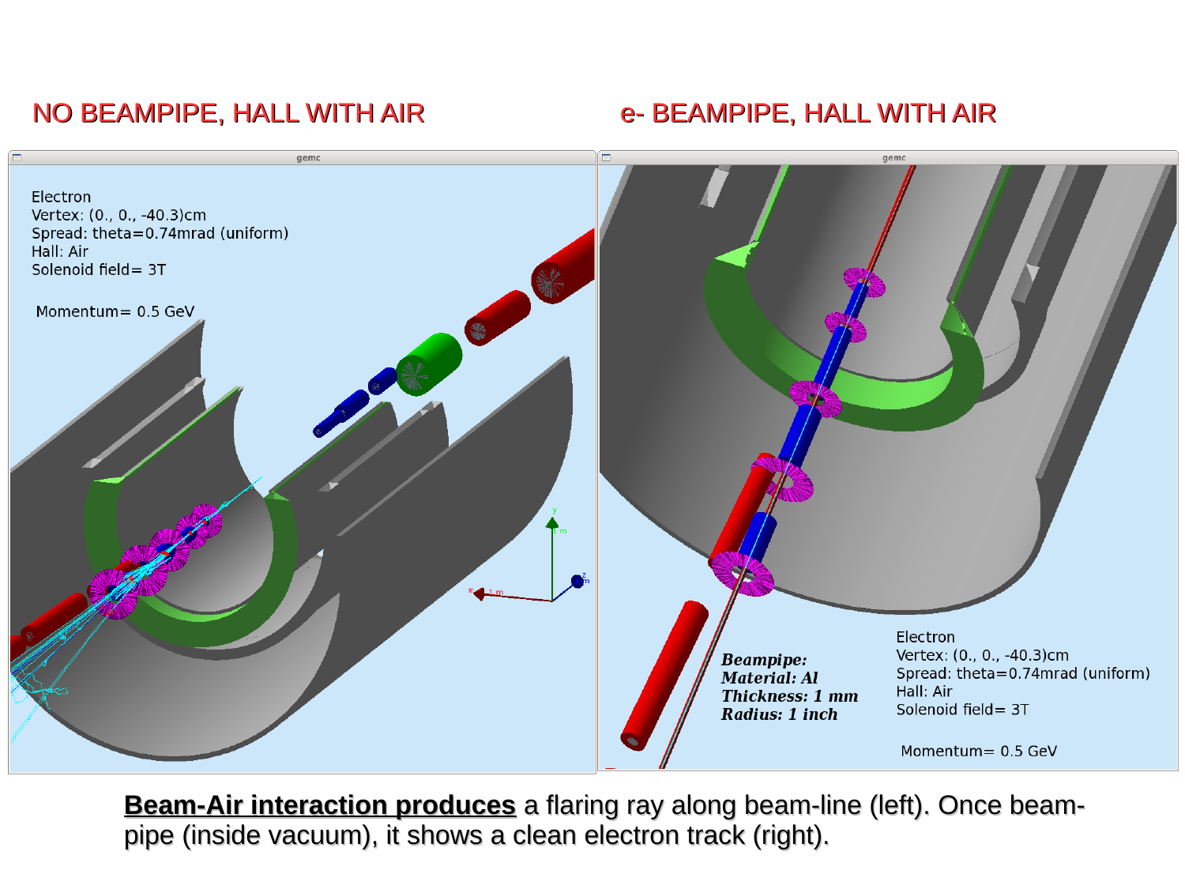NO BEAMPIPE, HALL WITH AIR

e- BEAMPIPE, HALL WITH AIR

Electron
Vertex: (0., 0., -40.3)cm
Spread: theta=0.74mrad (uniform)
Hall: Air
Solenoid field= 3T

Momentum= 0.5 GeV

*Beampipe:*
*Material: Al*
*Thickness: 1 mm*
*Radius: 1 inch*

Electron
Vertex: (0., 0., -40.3)cm
Spread: theta=0.74mrad (uniform)
Hall: Air
Solenoid field= 3T

Momentum= 0.5 GeV

**Beam-Air interaction produces** a flaring ray along beam-line (left). Once beam-pipe (inside vacuum), it shows a clean electron track (right).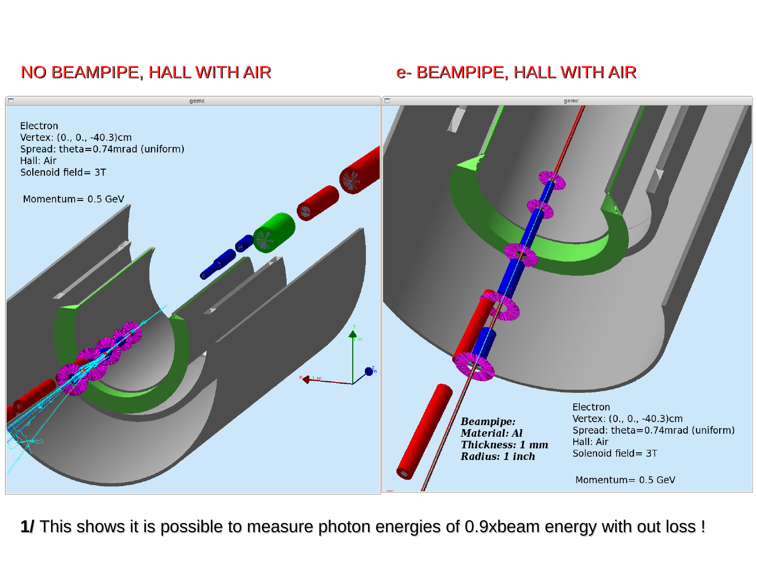NO BEAMPIPE, HALL WITH AIR

e- BEAMPIPE, HALL WITH AIR

Electron
Vertex: (0., 0., -40.3)cm
Spread: theta=0.74mrad (uniform)
Hall: Air
Solenoid field= 3T

Momentum= 0.5 GeV

***Beampipe:***
***Material: Al***
***Thickness: 1 mm***
***Radius: 1 inch***

Electron
Vertex: (0., 0., -40.3)cm
Spread: theta=0.74mrad (uniform)
Hall: Air
Solenoid field= 3T

Momentum= 0.5 GeV

**1/** This shows it is possible to measure photon energies of 0.9xbeam energy with out loss !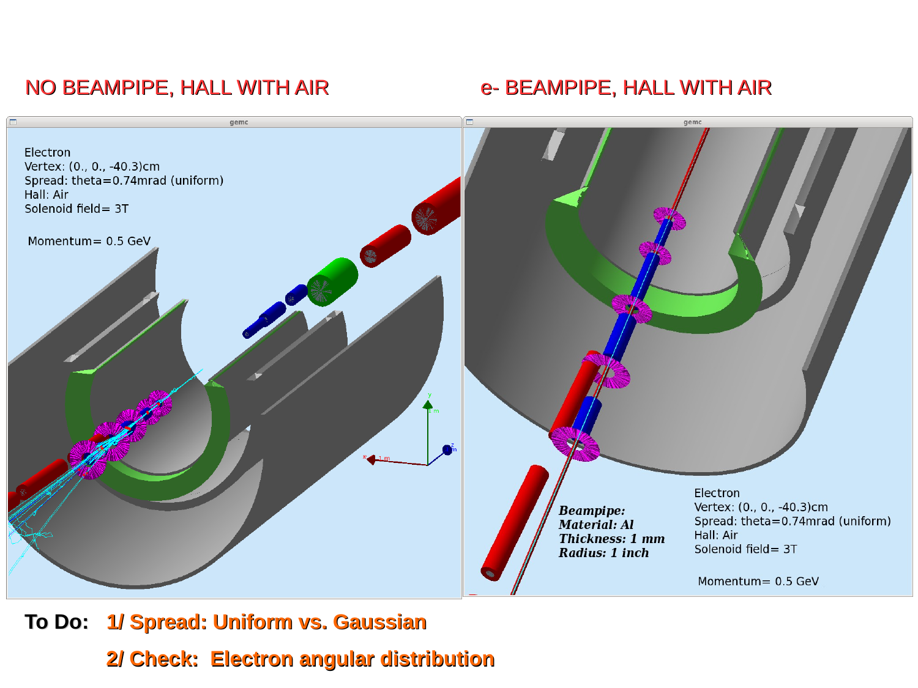NO BEAMPIPE, HALL WITH AIR

e- BEAMPIPE, HALL WITH AIR

Electron
Vertex: (0., 0., -40.3)cm
Spread: theta=0.74mrad (uniform)
Hall: Air
Solenoid field= 3T

Momentum= 0.5 GeV

***Beampipe:***
***Material: Al***
***Thickness: 1 mm***
***Radius: 1 inch***

Electron
Vertex: (0., 0., -40.3)cm
Spread: theta=0.74mrad (uniform)
Hall: Air
Solenoid field= 3T

Momentum= 0.5 GeV

**To Do:** **1/ Spread: Uniform vs. Gaussian**

**2/ Check: Electron angular distribution**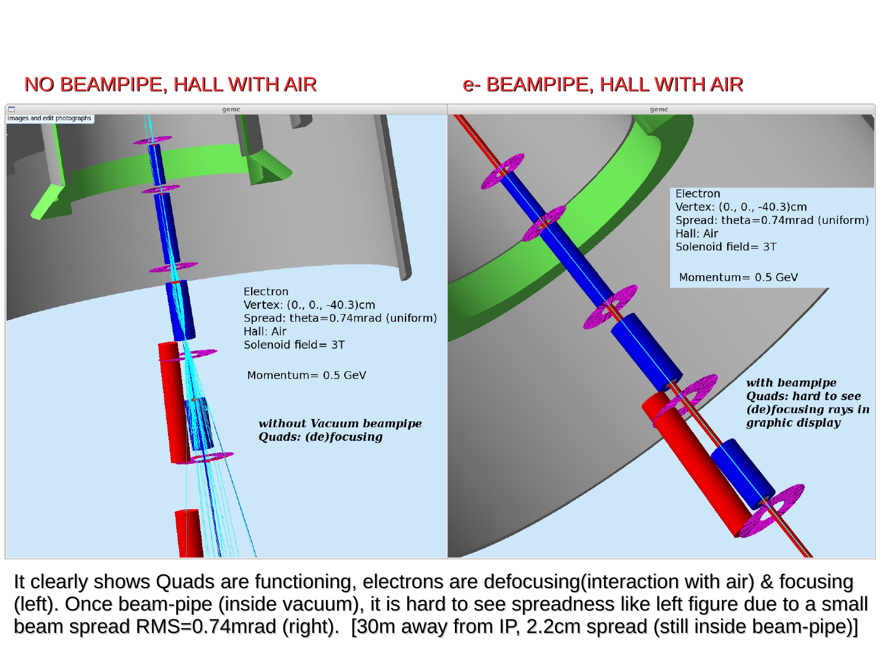NO BEAMPIPE, HALL WITH AIR

e- BEAMPIPE, HALL WITH AIR

gemc

images and edit photographs

Electron
Vertex: (0., 0., -40.3)cm
Spread: theta=0.74mrad (uniform)
Hall: Air
Solenoid field= 3T

Momentum= 0.5 GeV

*without Vacuum beampipe*
*Quads: (de)focusing*

gemc

Electron
Vertex: (0., 0., -40.3)cm
Spread: theta=0.74mrad (uniform)
Hall: Air
Solenoid field= 3T

Momentum= 0.5 GeV

*with beampipe*
*Quads: hard to see*
*(de)focusing rays in*
*graphic display*

It clearly shows Quads are functioning, electrons are defocusing(interaction with air) & focusing (left). Once beam-pipe (inside vacuum), it is hard to see spreadness like left figure due to a small beam spread RMS=0.74mrad (right). [30m away from IP, 2.2cm spread (still inside beam-pipe)]